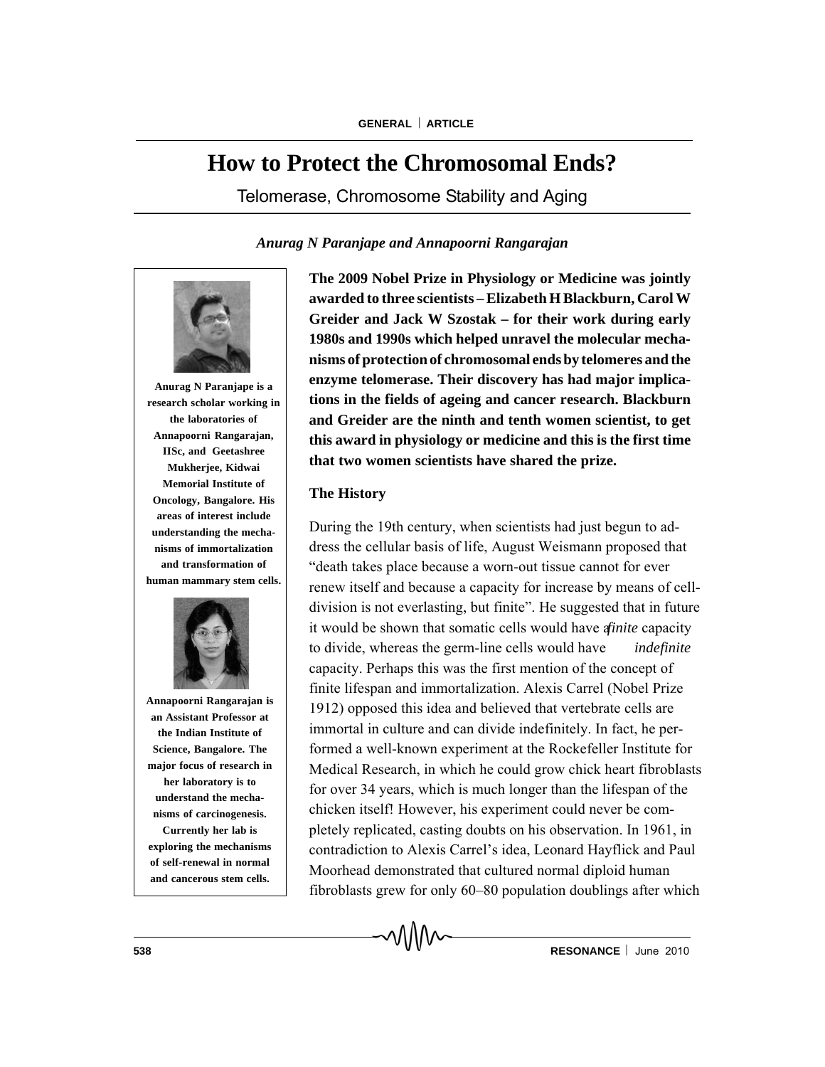# How to Protect the Chromosomal Ends?

## Telomerase, Chromosome Stability and Aging

*Anurag N Paranjape and Annapoorni Rangarajan*

**Anurag N Paranjape is a research scholar working in the laboratories of Annapoorni Rangarajan, IISc, and Geetashree Mukherjee, Kidwai Memorial Institute of Oncology, Bangalore. His areas of interest include understanding the mechanisms of immortalization and transformation of human mammary stem cells.**

**Annapoorni Rangarajan is an Assistant Professor at the Indian Institute of Science, Bangalore. The major focus of research in her laboratory is to understand the mechanisms of carcinogenesis. Currently her lab is exploring the mechanisms of self-renewal in normal and cancerous stem cells.**

**The 2009 Nobel Prize in Physiology or Medicine was jointly awarded to three scientists – Elizabeth H Blackburn, Carol W Greider and Jack W Szostak – for their work during early 1980s and 1990s which helped unravel the molecular mechanisms of protection of chromosomal ends by telomeres and the enzyme telomerase. Their discovery has had major implications in the fields of ageing and cancer research. Blackburn and Greider are the ninth and tenth women scientist, to get this award in physiology or medicine and this is the first time that two women scientists have shared the prize.**

### The History

During the 19th century, when scientists had just begun to address the cellular basis of life, August Weismann proposed that "death takes place because a worn-out tissue cannot for ever renew itself and because a capacity for increase by means of cell-division is not everlasting, but finite". He suggested that in future it would be shown that somatic cells would have a *finite* capacity to divide, whereas the germ-line cells would have *indefinite* capacity. Perhaps this was the first mention of the concept of finite lifespan and immortalization. Alexis Carrel (Nobel Prize 1912) opposed this idea and believed that vertebrate cells are immortal in culture and can divide indefinitely. In fact, he performed a well-known experiment at the Rockefeller Institute for Medical Research, in which he could grow chick heart fibroblasts for over 34 years, which is much longer than the lifespan of the chicken itself! However, his experiment could never be completely replicated, casting doubts on his observation. In 1961, in contradiction to Alexis Carrel's idea, Leonard Hayflick and Paul Moorhead demonstrated that cultured normal diploid human fibroblasts grew for only 60–80 population doublings after which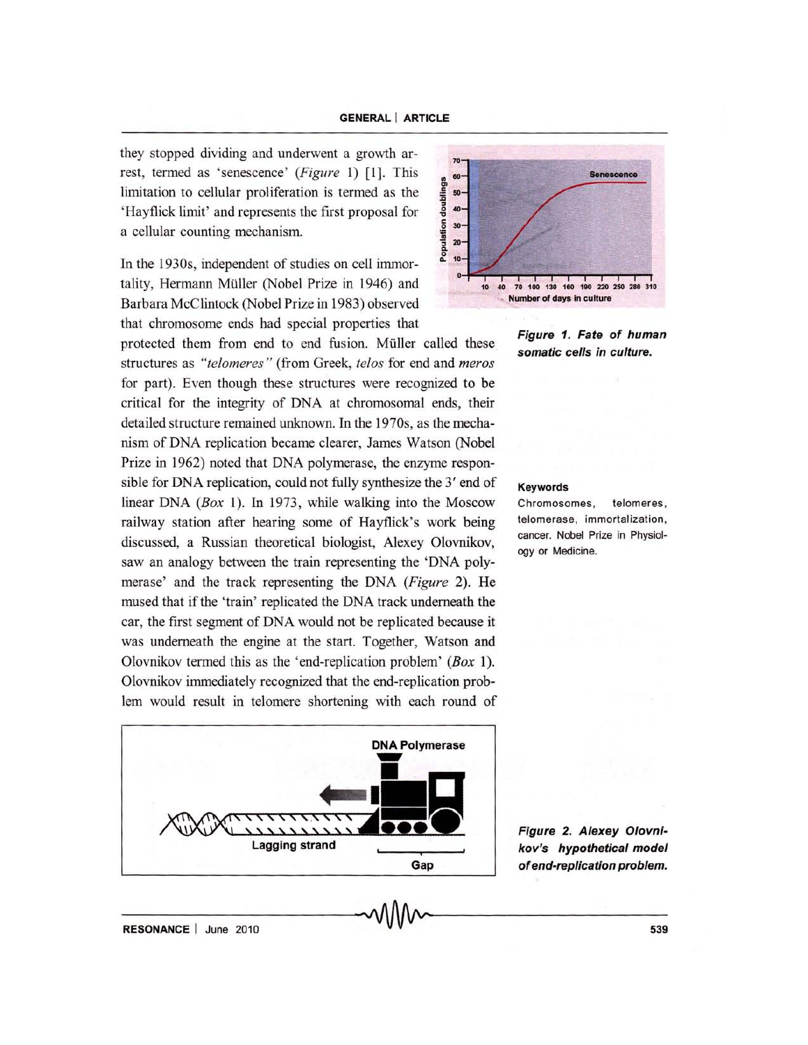they stopped dividing and underwent a growth arrest, termed as 'senescence' (*Figure* 1) [1]. This limitation to cellular proliferation is termed as the 'Hayflick limit' and represents the first proposal for a cellular counting mechanism.

Figure 1. Fate of human somatic cells in culture.

In the 1930s, independent of studies on cell immortality, Hermann Müller (Nobel Prize in 1946) and Barbara McClintock (Nobel Prize in 1983) observed that chromosome ends had special properties that protected them from end to end fusion. Müller called these structures as *"telomeres"* (from Greek, *telos* for end and *meros* for part). Even though these structures were recognized to be critical for the integrity of DNA at chromosomal ends, their detailed structure remained unknown. In the 1970s, as the mechanism of DNA replication became clearer, James Watson (Nobel Prize in 1962) noted that DNA polymerase, the enzyme responsible for DNA replication, could not fully synthesize the 3′ end of linear DNA (*Box* 1). In 1973, while walking into the Moscow railway station after hearing some of Hayflick's work being discussed, a Russian theoretical biologist, Alexey Olovnikov, saw an analogy between the train representing the 'DNA polymerase' and the track representing the DNA (*Figure* 2). He mused that if the 'train' replicated the DNA track underneath the car, the first segment of DNA would not be replicated because it was underneath the engine at the start. Together, Watson and Olovnikov termed this as the 'end-replication problem' (*Box* 1). Olovnikov immediately recognized that the end-replication problem would result in telomere shortening with each round of

**Keywords**

Chromosomes, telomeres, telomerase, immortalization, cancer. Nobel Prize in Physiology or Medicine.

Figure 2. Alexey Olovnikov's hypothetical model of end-replication problem.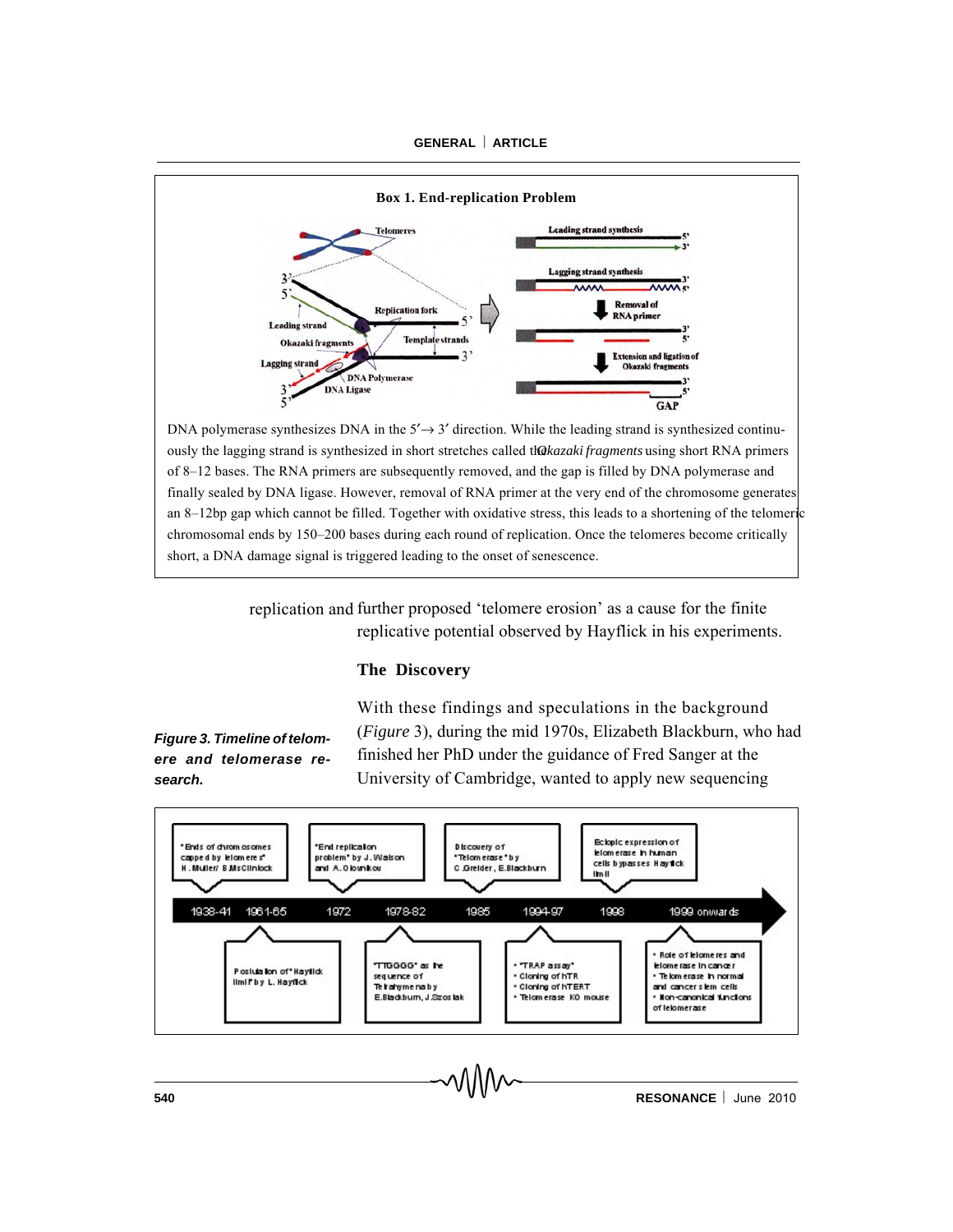**Box 1. End-replication Problem**

DNA polymerase synthesizes DNA in the 5′→ 3′ direction. While the leading strand is synthesized continuously the lagging strand is synthesized in short stretches called the *Okazaki fragments* using short RNA primers of 8–12 bases. The RNA primers are subsequently removed, and the gap is filled by DNA polymerase and finally sealed by DNA ligase. However, removal of RNA primer at the very end of the chromosome generates an 8–12bp gap which cannot be filled. Together with oxidative stress, this leads to a shortening of the telomeric chromosomal ends by 150–200 bases during each round of replication. Once the telomeres become critically short, a DNA damage signal is triggered leading to the onset of senescence.

replication and further proposed 'telomere erosion' as a cause for the finite replicative potential observed by Hayflick in his experiments.

## The Discovery

With these findings and speculations in the background (*Figure* 3), during the mid 1970s, Elizabeth Blackburn, who had finished her PhD under the guidance of Fred Sanger at the University of Cambridge, wanted to apply new sequencing

| Year | Event |
|---|---|
| 1938-41 | "Ends of chromosomes capped by telomeres" H. Muller/ B. McClintock |
| 1961-65 | Postulation of "Hayflick limit" by L. Hayflick |
| 1972 | "End replication problem" by J. Watson and A. Olovnikov |
| 1978-82 | "TTGGGG" as the sequence of Tetrahymena by E.Blackburn, J.Szostak |
| 1985 | Discovery of "Telomerase" by C.Greider, E.Blackburn |
| 1994-97 | • "TRAP assay" • Cloning of hTR • Cloning of hTERT • Telomerase KO mouse |
| 1998 | Ectopic expression of telomerase in human cells bypasses Hayflick limit |
| 1999 onwards | • Role of telomeres and telomerase in cancer • Telomerase in normal and cancer stem cells • Non-canonical functions of telomerase |

*Figure 3. Timeline of telomere and telomerase research.*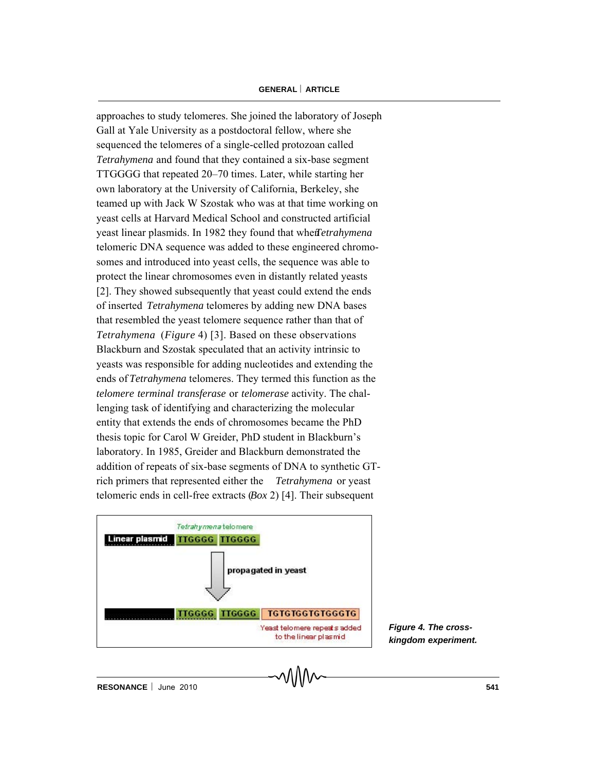approaches to study telomeres. She joined the laboratory of Joseph Gall at Yale University as a postdoctoral fellow, where she sequenced the telomeres of a single-celled protozoan called *Tetrahymena* and found that they contained a six-base segment TTGGGG that repeated 20–70 times. Later, while starting her own laboratory at the University of California, Berkeley, she teamed up with Jack W Szostak who was at that time working on yeast cells at Harvard Medical School and constructed artificial yeast linear plasmids. In 1982 they found that when *Tetrahymena* telomeric DNA sequence was added to these engineered chromosomes and introduced into yeast cells, the sequence was able to protect the linear chromosomes even in distantly related yeasts [2]. They showed subsequently that yeast could extend the ends of inserted *Tetrahymena* telomeres by adding new DNA bases that resembled the yeast telomere sequence rather than that of *Tetrahymena* (*Figure* 4) [3]. Based on these observations Blackburn and Szostak speculated that an activity intrinsic to yeasts was responsible for adding nucleotides and extending the ends of *Tetrahymena* telomeres. They termed this function as the *telomere terminal transferase* or *telomerase* activity. The challenging task of identifying and characterizing the molecular entity that extends the ends of chromosomes became the PhD thesis topic for Carol W Greider, PhD student in Blackburn's laboratory. In 1985, Greider and Blackburn demonstrated the addition of repeats of six-base segments of DNA to synthetic GT-rich primers that represented either the *Tetrahymena* or yeast telomeric ends in cell-free extracts (*Box* 2) [4]. Their subsequent

*Tetrahymena* telomere

Linear plasmid | TTGGGG | TTGGGG

propagated in yeast

TTGGGG | TTGGGG | TGTGTGGTGTGGGTG

Yeast telomere repeats added to the linear plasmid

***Figure 4. The cross-kingdom experiment.***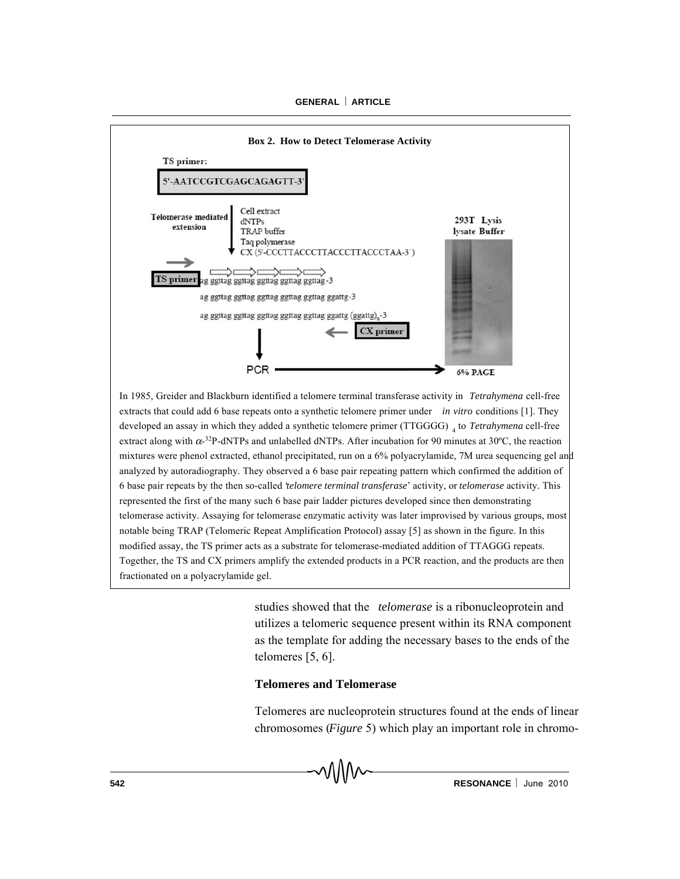**Box 2. How to Detect Telomerase Activity**

TS primer:

5'-AATCCGTCGAGCAGAGTT-3'

Telomerase mediated extension

Cell extract
dNTPs
TRAP buffer
Taq polymerase
CX (5'-CCCTTACCCTTACCCTTACCCTAA-3')

TS primer ag ggttag ggttag ggttag ggttag ggttag-3

ag ggttag ggttag ggttag ggttag ggttag ggattg-3

ag ggttag ggttag ggttag ggttag ggttag ggattg $(ggattg)_n$-3

CX primer

PCR → 6% PAGE

293T Lysis lysate Buffer

In 1985, Greider and Blackburn identified a telomere terminal transferase activity in *Tetrahymena* cell-free extracts that could add 6 base repeats onto a synthetic telomere primer under *in vitro* conditions [1]. They developed an assay in which they added a synthetic telomere primer $(TTGGGG)_4$ to *Tetrahymena* cell-free extract along with $\alpha$-$^{32}$P-dNTPs and unlabelled dNTPs. After incubation for 90 minutes at 30ºC, the reaction mixtures were phenol extracted, ethanol precipitated, run on a 6% polyacrylamide, 7M urea sequencing gel and analyzed by autoradiography. They observed a 6 base pair repeating pattern which confirmed the addition of 6 base pair repeats by the then so-called '*telomere terminal transferase*' activity, or *telomerase* activity. This represented the first of the many such 6 base pair ladder pictures developed since then demonstrating telomerase activity. Assaying for telomerase enzymatic activity was later improvised by various groups, most notable being TRAP (Telomeric Repeat Amplification Protocol) assay [5] as shown in the figure. In this modified assay, the TS primer acts as a substrate for telomerase-mediated addition of TTAGGG repeats. Together, the TS and CX primers amplify the extended products in a PCR reaction, and the products are then fractionated on a polyacrylamide gel.

studies showed that the *telomerase* is a ribonucleoprotein and utilizes a telomeric sequence present within its RNA component as the template for adding the necessary bases to the ends of the telomeres [5, 6].

### Telomeres and Telomerase

Telomeres are nucleoprotein structures found at the ends of linear chromosomes (*Figure* 5) which play an important role in chromo-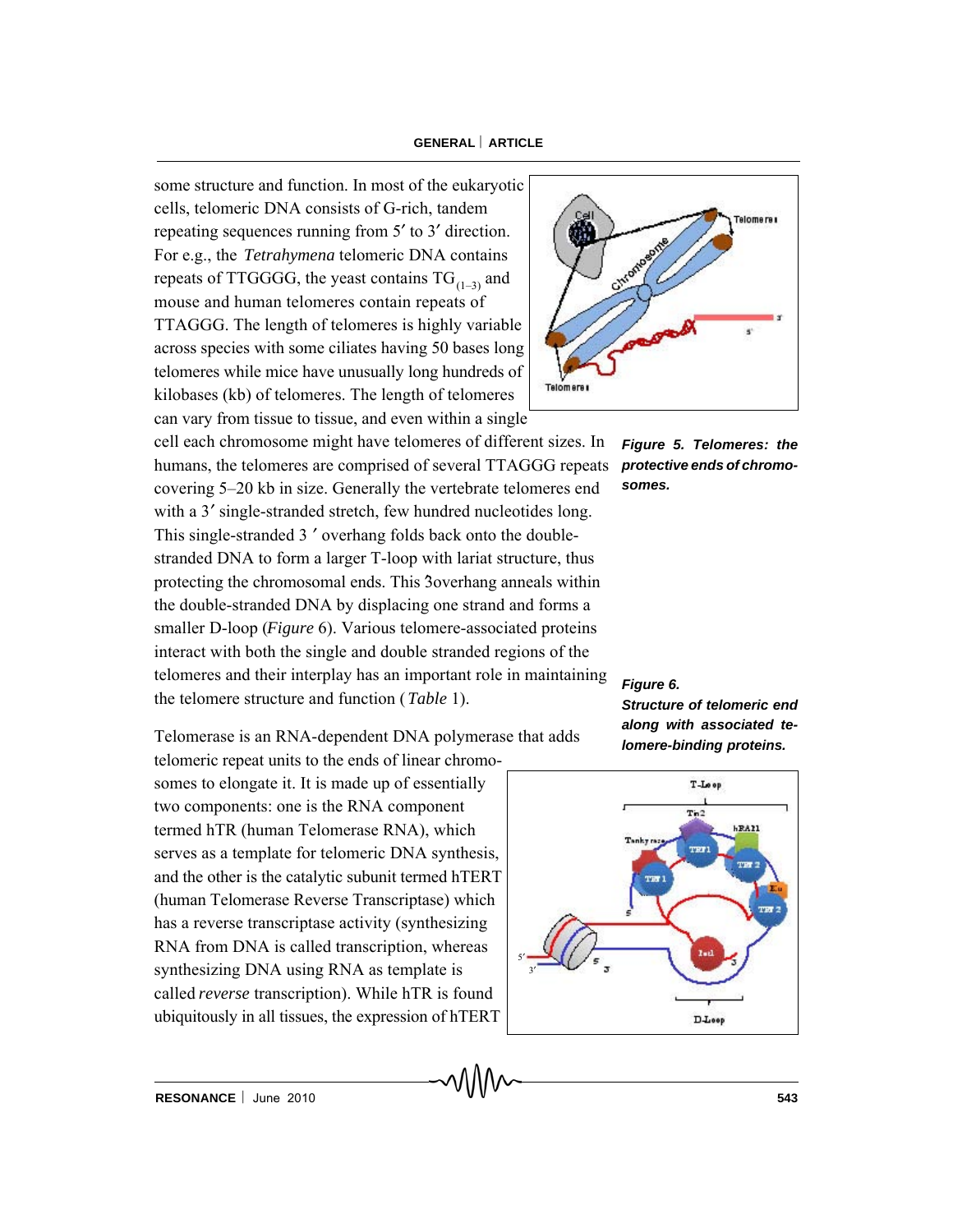some structure and function. In most of the eukaryotic cells, telomeric DNA consists of G-rich, tandem repeating sequences running from 5′ to 3′ direction. For e.g., the *Tetrahymena* telomeric DNA contains repeats of TTGGGG, the yeast contains $TG_{(1-3)}$ and mouse and human telomeres contain repeats of TTAGGG. The length of telomeres is highly variable across species with some ciliates having 50 bases long telomeres while mice have unusually long hundreds of kilobases (kb) of telomeres. The length of telomeres can vary from tissue to tissue, and even within a single cell each chromosome might have telomeres of different sizes. In humans, the telomeres are comprised of several TTAGGG repeats covering 5–20 kb in size. Generally the vertebrate telomeres end with a 3′ single-stranded stretch, few hundred nucleotides long. This single-stranded 3 ′ overhang folds back onto the double-stranded DNA to form a larger T-loop with lariat structure, thus protecting the chromosomal ends. This 3overhang anneals within the double-stranded DNA by displacing one strand and forms a smaller D-loop (*Figure* 6). Various telomere-associated proteins interact with both the single and double stranded regions of the telomeres and their interplay has an important role in maintaining the telomere structure and function (*Table* 1).

***Figure 5. Telomeres: the protective ends of chromosomes.***

***Figure 6. Structure of telomeric end along with associated telomere-binding proteins.***

Telomerase is an RNA-dependent DNA polymerase that adds telomeric repeat units to the ends of linear chromosomes to elongate it. It is made up of essentially two components: one is the RNA component termed hTR (human Telomerase RNA), which serves as a template for telomeric DNA synthesis, and the other is the catalytic subunit termed hTERT (human Telomerase Reverse Transcriptase) which has a reverse transcriptase activity (synthesizing RNA from DNA is called transcription, whereas synthesizing DNA using RNA as template is called *reverse* transcription). While hTR is found ubiquitously in all tissues, the expression of hTERT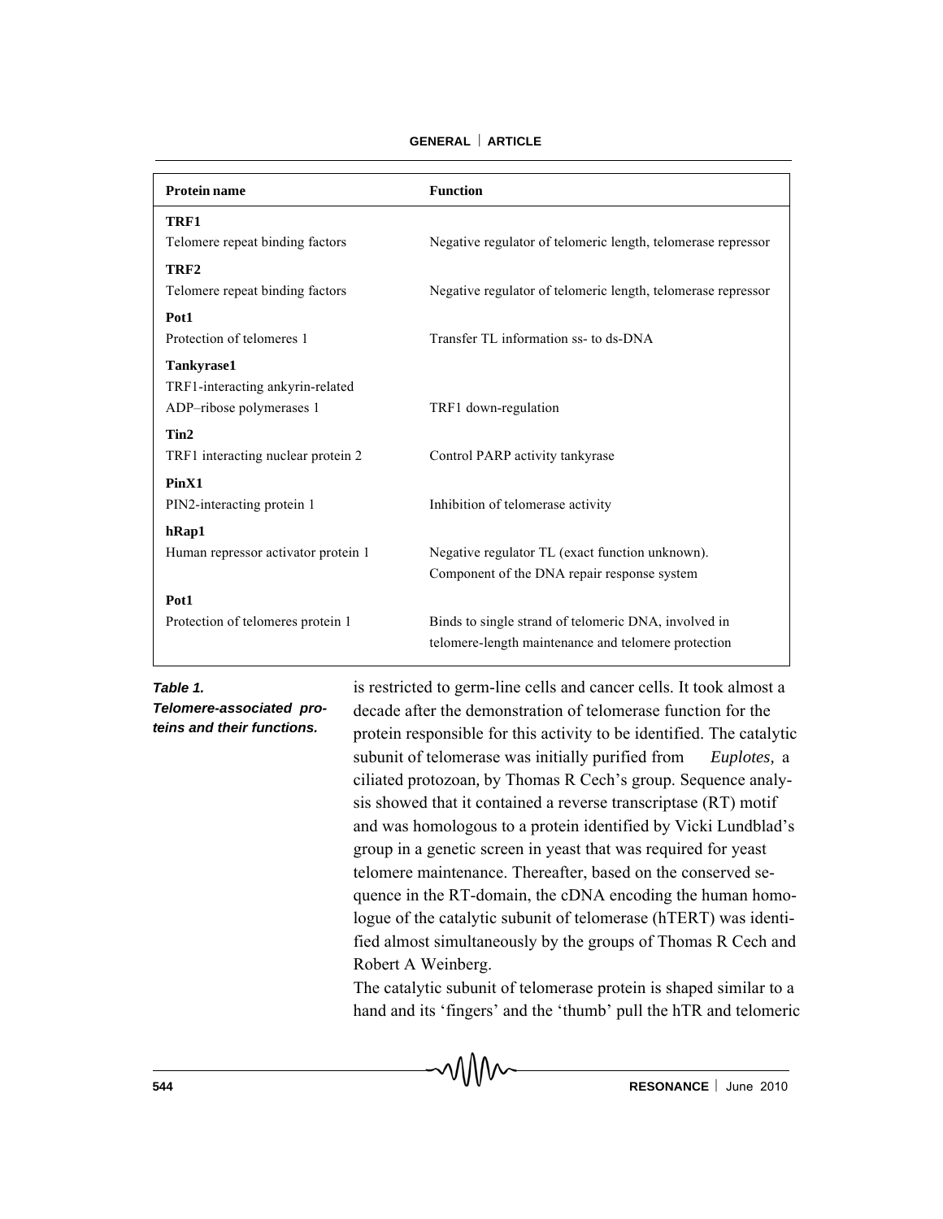| Protein name | Function |
|---|---|
| **TRF1**<br>Telomere repeat binding factors | Negative regulator of telomeric length, telomerase repressor |
| **TRF2**<br>Telomere repeat binding factors | Negative regulator of telomeric length, telomerase repressor |
| **Pot1**<br>Protection of telomeres 1 | Transfer TL information ss- to ds-DNA |
| **Tankyrase1**<br>TRF1-interacting ankyrin-related ADP–ribose polymerases 1 | TRF1 down-regulation |
| **Tin2**<br>TRF1 interacting nuclear protein 2 | Control PARP activity tankyrase |
| **PinX1**<br>PIN2-interacting protein 1 | Inhibition of telomerase activity |
| **hRap1**<br>Human repressor activator protein 1 | Negative regulator TL (exact function unknown). Component of the DNA repair response system |
| **Pot1**<br>Protection of telomeres protein 1 | Binds to single strand of telomeric DNA, involved in telomere-length maintenance and telomere protection |

***Table 1. Telomere-associated proteins and their functions.***

is restricted to germ-line cells and cancer cells. It took almost a decade after the demonstration of telomerase function for the protein responsible for this activity to be identified. The catalytic subunit of telomerase was initially purified from *Euplotes,* a ciliated protozoan, by Thomas R Cech's group. Sequence analysis showed that it contained a reverse transcriptase (RT) motif and was homologous to a protein identified by Vicki Lundblad's group in a genetic screen in yeast that was required for yeast telomere maintenance. Thereafter, based on the conserved sequence in the RT-domain, the cDNA encoding the human homologue of the catalytic subunit of telomerase (hTERT) was identified almost simultaneously by the groups of Thomas R Cech and Robert A Weinberg.

The catalytic subunit of telomerase protein is shaped similar to a hand and its 'fingers' and the 'thumb' pull the hTR and telomeric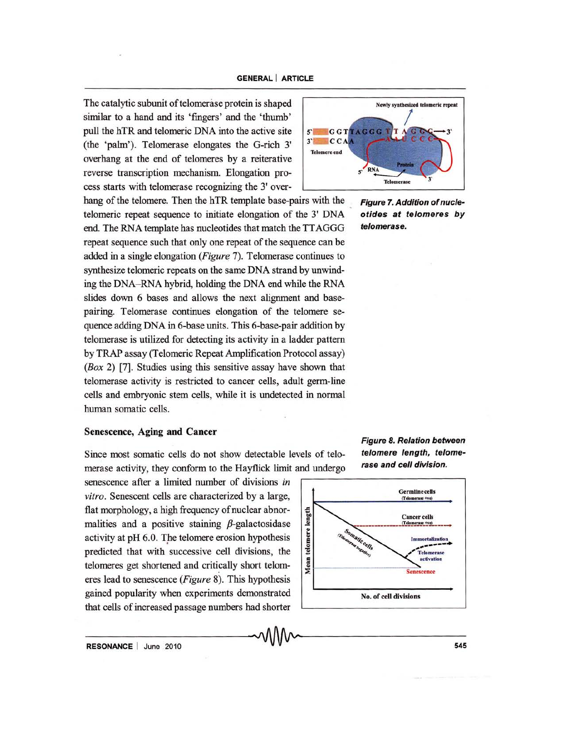The catalytic subunit of telomerase protein is shaped similar to a hand and its 'fingers' and the 'thumb' pull the hTR and telomeric DNA into the active site (the 'palm'). Telomerase elongates the G-rich 3' overhang at the end of telomeres by a reiterative reverse transcription mechanism. Elongation process starts with telomerase recognizing the 3' overhang of the telomere. Then the hTR template base-pairs with the telomeric repeat sequence to initiate elongation of the 3' DNA end. The RNA template has nucleotides that match the TTAGGG repeat sequence such that only one repeat of the sequence can be added in a single elongation (*Figure* 7). Telomerase continues to synthesize telomeric repeats on the same DNA strand by unwinding the DNA–RNA hybrid, holding the DNA end while the RNA slides down 6 bases and allows the next alignment and base-pairing. Telomerase continues elongation of the telomere sequence adding DNA in 6-base units. This 6-base-pair addition by telomerase is utilized for detecting its activity in a ladder pattern by TRAP assay (Telomeric Repeat Amplification Protocol assay) (*Box* 2) [7]. Studies using this sensitive assay have shown that telomerase activity is restricted to cancer cells, adult germ-line cells and embryonic stem cells, while it is undetected in normal human somatic cells.

**Figure 7. Addition of nucleotides at telomeres by telomerase.**

## Senescence, Aging and Cancer

Since most somatic cells do not show detectable levels of telomerase activity, they conform to the Hayflick limit and undergo senescence after a limited number of divisions *in vitro*. Senescent cells are characterized by a large, flat morphology, a high frequency of nuclear abnormalities and a positive staining $\beta$-galactosidase activity at pH 6.0. The telomere erosion hypothesis predicted that with successive cell divisions, the telomeres get shortened and critically short telomeres lead to senescence (*Figure* 8). This hypothesis gained popularity when experiments demonstrated that cells of increased passage numbers had shorter

**Figure 8. Relation between telomere length, telomerase and cell division.**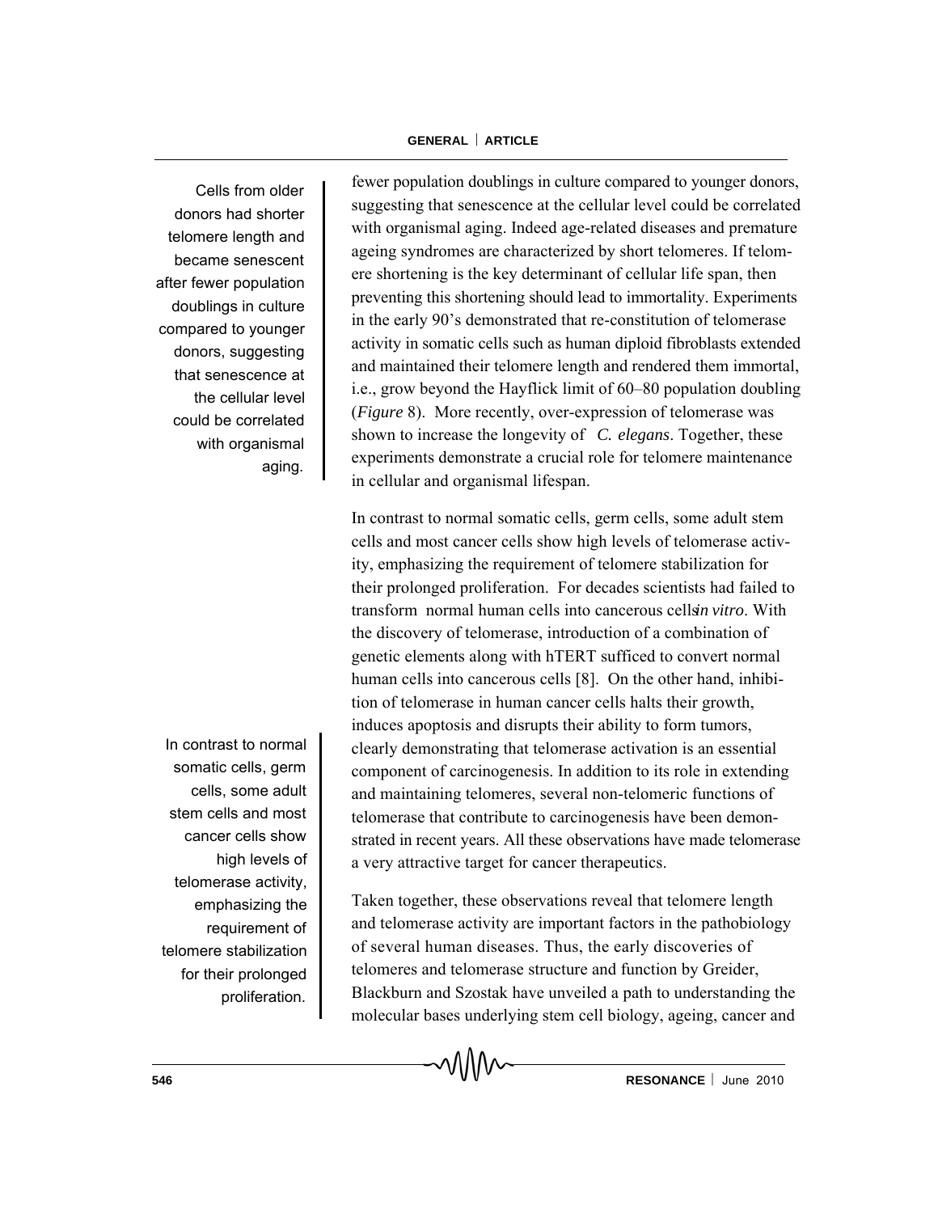Cells from older donors had shorter telomere length and became senescent after fewer population doublings in culture compared to younger donors, suggesting that senescence at the cellular level could be correlated with organismal aging.

fewer population doublings in culture compared to younger donors, suggesting that senescence at the cellular level could be correlated with organismal aging. Indeed age-related diseases and premature ageing syndromes are characterized by short telomeres. If telomere shortening is the key determinant of cellular life span, then preventing this shortening should lead to immortality. Experiments in the early 90's demonstrated that re-constitution of telomerase activity in somatic cells such as human diploid fibroblasts extended and maintained their telomere length and rendered them immortal, i.e., grow beyond the Hayflick limit of 60–80 population doubling (*Figure* 8). More recently, over-expression of telomerase was shown to increase the longevity of *C. elegans*. Together, these experiments demonstrate a crucial role for telomere maintenance in cellular and organismal lifespan.

In contrast to normal somatic cells, germ cells, some adult stem cells and most cancer cells show high levels of telomerase activity, emphasizing the requirement of telomere stabilization for their prolonged proliferation.

In contrast to normal somatic cells, germ cells, some adult stem cells and most cancer cells show high levels of telomerase activity, emphasizing the requirement of telomere stabilization for their prolonged proliferation. For decades scientists had failed to transform normal human cells into cancerous cells *in vitro*. With the discovery of telomerase, introduction of a combination of genetic elements along with hTERT sufficed to convert normal human cells into cancerous cells [8]. On the other hand, inhibition of telomerase in human cancer cells halts their growth, induces apoptosis and disrupts their ability to form tumors, clearly demonstrating that telomerase activation is an essential component of carcinogenesis. In addition to its role in extending and maintaining telomeres, several non-telomeric functions of telomerase that contribute to carcinogenesis have been demonstrated in recent years. All these observations have made telomerase a very attractive target for cancer therapeutics.

Taken together, these observations reveal that telomere length and telomerase activity are important factors in the pathobiology of several human diseases. Thus, the early discoveries of telomeres and telomerase structure and function by Greider, Blackburn and Szostak have unveiled a path to understanding the molecular bases underlying stem cell biology, ageing, cancer and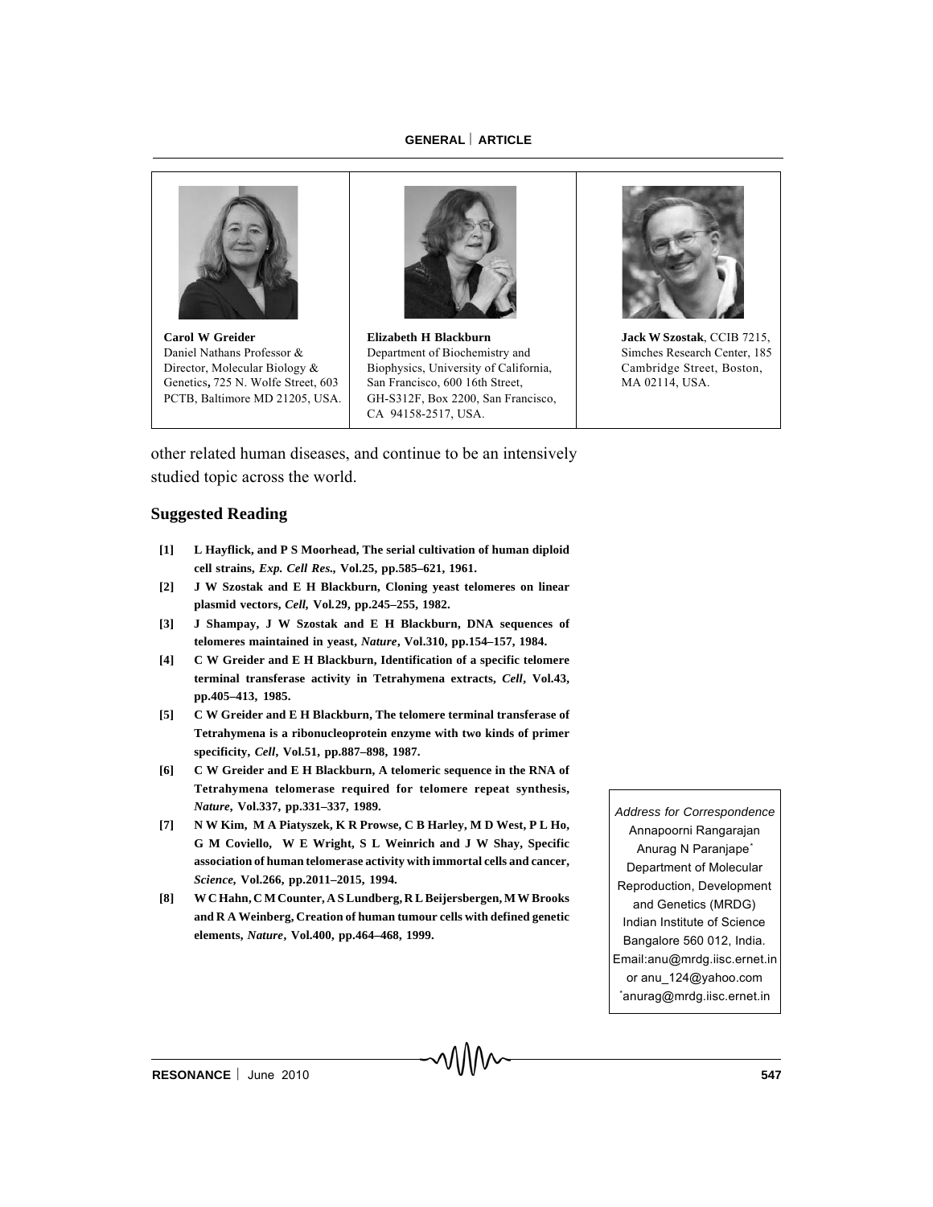**Carol W Greider**
Daniel Nathans Professor & Director, Molecular Biology & Genetics, 725 N. Wolfe Street, 603 PCTB, Baltimore MD 21205, USA.

**Elizabeth H Blackburn**
Department of Biochemistry and Biophysics, University of California, San Francisco, 600 16th Street, GH-S312F, Box 2200, San Francisco, CA 94158-2517, USA.

**Jack W Szostak**, CCIB 7215, Simches Research Center, 185 Cambridge Street, Boston, MA 02114, USA.

other related human diseases, and continue to be an intensively studied topic across the world.

## Suggested Reading

**[1]** **L Hayflick, and P S Moorhead, The serial cultivation of human diploid cell strains, *Exp. Cell Res.*, Vol.25, pp.585–621, 1961.**

**[2]** **J W Szostak and E H Blackburn, Cloning yeast telomeres on linear plasmid vectors, *Cell*, Vol.29, pp.245–255, 1982.**

**[3]** **J Shampay, J W Szostak and E H Blackburn, DNA sequences of telomeres maintained in yeast, *Nature*, Vol.310, pp.154–157, 1984.**

**[4]** **C W Greider and E H Blackburn, Identification of a specific telomere terminal transferase activity in Tetrahymena extracts, *Cell*, Vol.43, pp.405–413, 1985.**

**[5]** **C W Greider and E H Blackburn, The telomere terminal transferase of Tetrahymena is a ribonucleoprotein enzyme with two kinds of primer specificity, *Cell*, Vol.51, pp.887–898, 1987.**

**[6]** **C W Greider and E H Blackburn, A telomeric sequence in the RNA of Tetrahymena telomerase required for telomere repeat synthesis, *Nature*, Vol.337, pp.331–337, 1989.**

**[7]** **N W Kim, M A Piatyszek, K R Prowse, C B Harley, M D West, P L Ho, G M Coviello, W E Wright, S L Weinrich and J W Shay, Specific association of human telomerase activity with immortal cells and cancer, *Science*, Vol.266, pp.2011–2015, 1994.**

**[8]** **W C Hahn, C M Counter, A S Lundberg, R L Beijersbergen, M W Brooks and R A Weinberg, Creation of human tumour cells with defined genetic elements, *Nature*, Vol.400, pp.464–468, 1999.**

*Address for Correspondence*
Annapoorni Rangarajan
Anurag N Paranjape*
Department of Molecular Reproduction, Development and Genetics (MRDG)
Indian Institute of Science
Bangalore 560 012, India.
Email:anu@mrdg.iisc.ernet.in or anu_124@yahoo.com
*anurag@mrdg.iisc.ernet.in